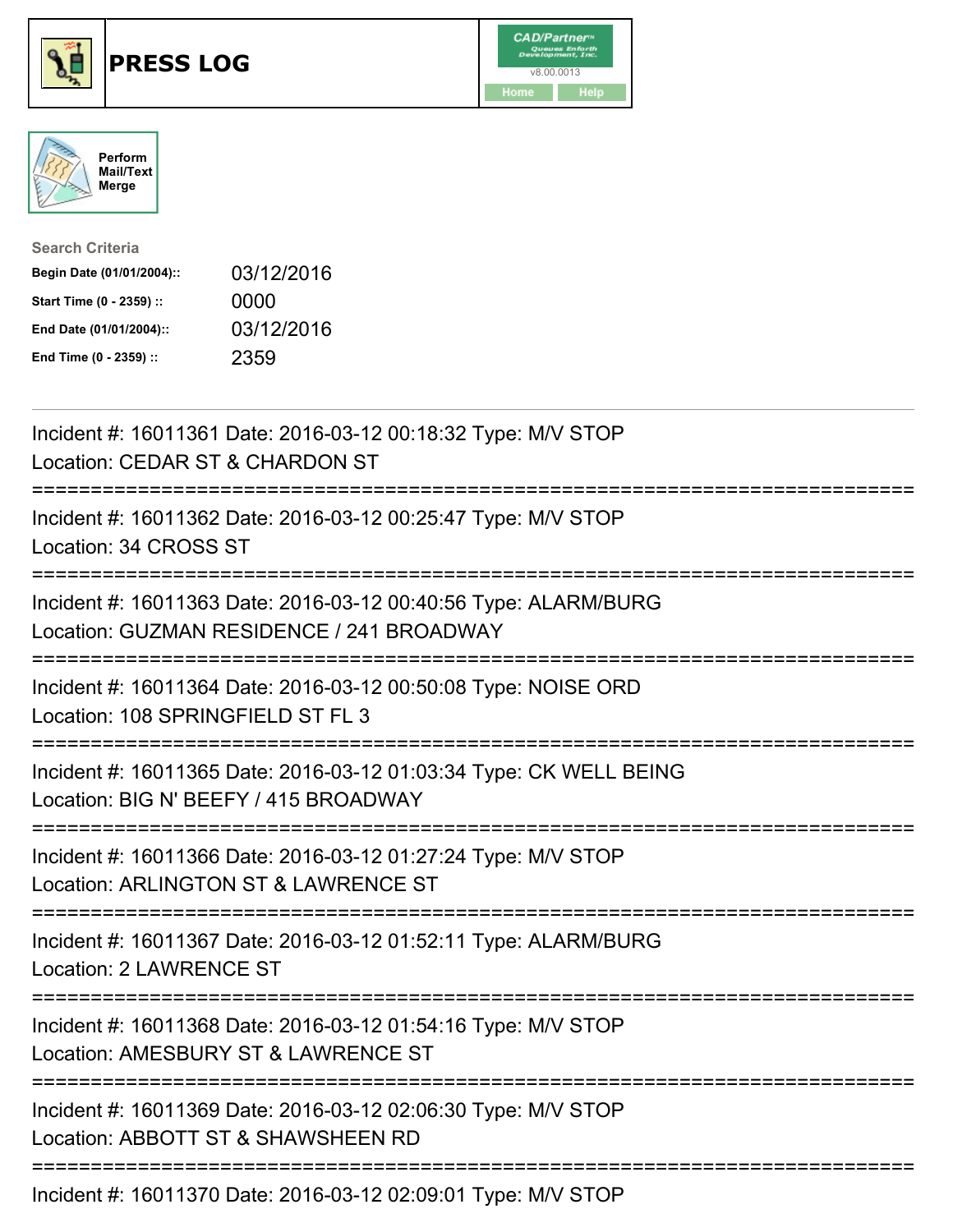# PRESS LOG

Perform Mail/Text Merge

**Search Criteria**

| | |
|---|---|
| **Begin Date (01/01/2004)::** | 03/12/2016 |
| **Start Time (0 - 2359) ::** | 0000 |
| **End Date (01/01/2004)::** | 03/12/2016 |
| **End Time (0 - 2359) ::** | 2359 |

Incident #: 16011361 Date: 2016-03-12 00:18:32 Type: M/V STOP
Location: CEDAR ST & CHARDON ST

===========================================================================

Incident #: 16011362 Date: 2016-03-12 00:25:47 Type: M/V STOP
Location: 34 CROSS ST

===========================================================================

Incident #: 16011363 Date: 2016-03-12 00:40:56 Type: ALARM/BURG
Location: GUZMAN RESIDENCE / 241 BROADWAY

===========================================================================

Incident #: 16011364 Date: 2016-03-12 00:50:08 Type: NOISE ORD
Location: 108 SPRINGFIELD ST FL 3

===========================================================================

Incident #: 16011365 Date: 2016-03-12 01:03:34 Type: CK WELL BEING
Location: BIG N' BEEFY / 415 BROADWAY

===========================================================================

Incident #: 16011366 Date: 2016-03-12 01:27:24 Type: M/V STOP
Location: ARLINGTON ST & LAWRENCE ST

===========================================================================

Incident #: 16011367 Date: 2016-03-12 01:52:11 Type: ALARM/BURG
Location: 2 LAWRENCE ST

===========================================================================

Incident #: 16011368 Date: 2016-03-12 01:54:16 Type: M/V STOP
Location: AMESBURY ST & LAWRENCE ST

===========================================================================

Incident #: 16011369 Date: 2016-03-12 02:06:30 Type: M/V STOP
Location: ABBOTT ST & SHAWSHEEN RD

===========================================================================

Incident #: 16011370 Date: 2016-03-12 02:09:01 Type: M/V STOP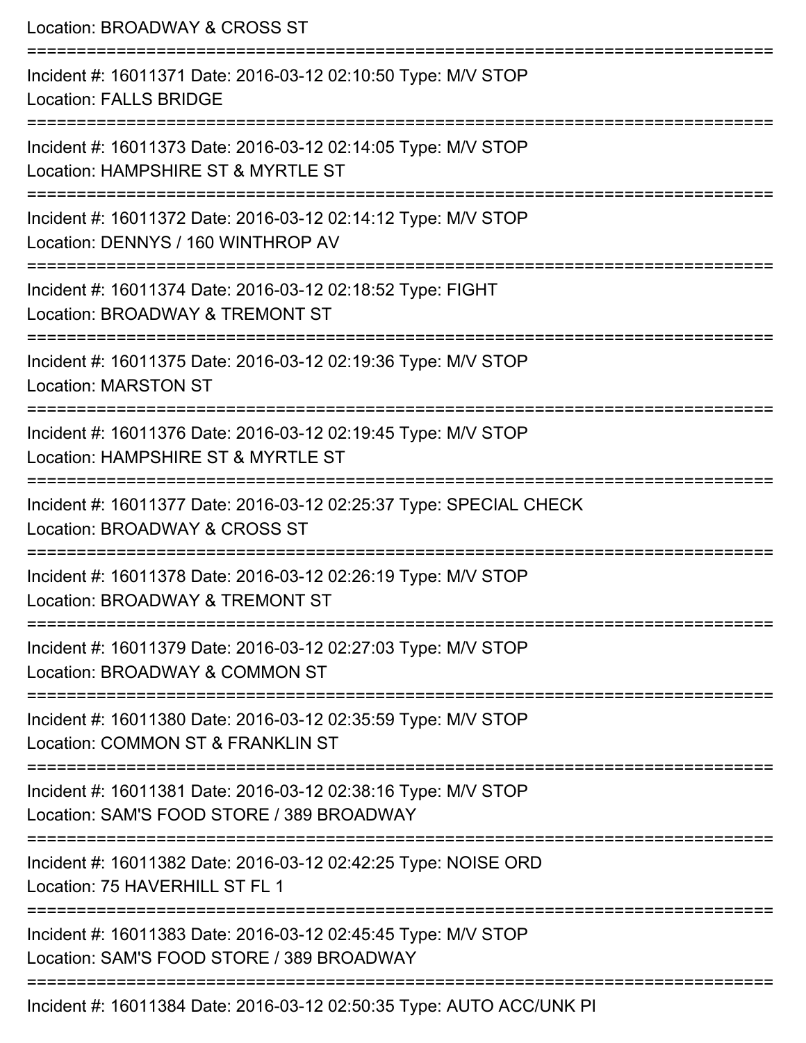Location: BROADWAY & CROSS ST

===========================================================================

Incident #: 16011371 Date: 2016-03-12 02:10:50 Type: M/V STOP
Location: FALLS BRIDGE

===========================================================================

Incident #: 16011373 Date: 2016-03-12 02:14:05 Type: M/V STOP
Location: HAMPSHIRE ST & MYRTLE ST

===========================================================================

Incident #: 16011372 Date: 2016-03-12 02:14:12 Type: M/V STOP
Location: DENNYS / 160 WINTHROP AV

===========================================================================

Incident #: 16011374 Date: 2016-03-12 02:18:52 Type: FIGHT
Location: BROADWAY & TREMONT ST

===========================================================================

Incident #: 16011375 Date: 2016-03-12 02:19:36 Type: M/V STOP
Location: MARSTON ST

===========================================================================

Incident #: 16011376 Date: 2016-03-12 02:19:45 Type: M/V STOP
Location: HAMPSHIRE ST & MYRTLE ST

===========================================================================

Incident #: 16011377 Date: 2016-03-12 02:25:37 Type: SPECIAL CHECK
Location: BROADWAY & CROSS ST

===========================================================================

Incident #: 16011378 Date: 2016-03-12 02:26:19 Type: M/V STOP
Location: BROADWAY & TREMONT ST

===========================================================================

Incident #: 16011379 Date: 2016-03-12 02:27:03 Type: M/V STOP
Location: BROADWAY & COMMON ST

===========================================================================

Incident #: 16011380 Date: 2016-03-12 02:35:59 Type: M/V STOP
Location: COMMON ST & FRANKLIN ST

===========================================================================

Incident #: 16011381 Date: 2016-03-12 02:38:16 Type: M/V STOP
Location: SAM'S FOOD STORE / 389 BROADWAY

===========================================================================

Incident #: 16011382 Date: 2016-03-12 02:42:25 Type: NOISE ORD
Location: 75 HAVERHILL ST FL 1

===========================================================================

Incident #: 16011383 Date: 2016-03-12 02:45:45 Type: M/V STOP
Location: SAM'S FOOD STORE / 389 BROADWAY

===========================================================================

Incident #: 16011384 Date: 2016-03-12 02:50:35 Type: AUTO ACC/UNK PI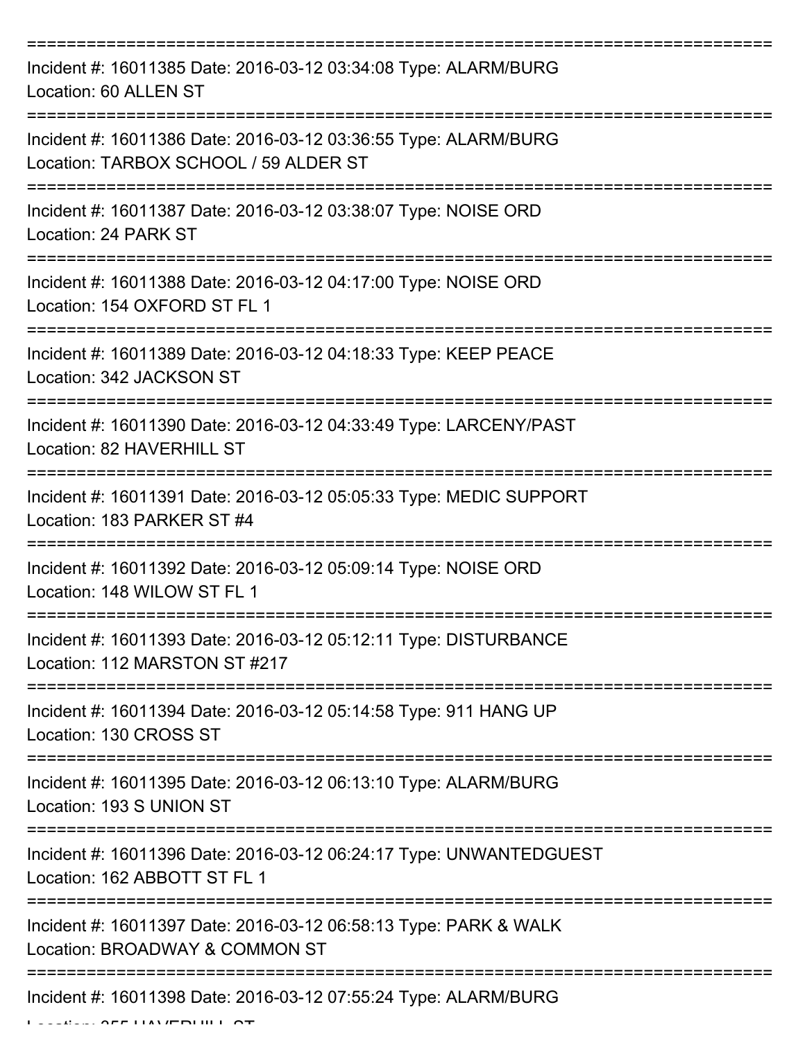===========================================================================

Incident #: 16011385 Date: 2016-03-12 03:34:08 Type: ALARM/BURG
Location: 60 ALLEN ST

===========================================================================

Incident #: 16011386 Date: 2016-03-12 03:36:55 Type: ALARM/BURG
Location: TARBOX SCHOOL / 59 ALDER ST

===========================================================================

Incident #: 16011387 Date: 2016-03-12 03:38:07 Type: NOISE ORD
Location: 24 PARK ST

===========================================================================

Incident #: 16011388 Date: 2016-03-12 04:17:00 Type: NOISE ORD
Location: 154 OXFORD ST FL 1

===========================================================================

Incident #: 16011389 Date: 2016-03-12 04:18:33 Type: KEEP PEACE
Location: 342 JACKSON ST

===========================================================================

Incident #: 16011390 Date: 2016-03-12 04:33:49 Type: LARCENY/PAST
Location: 82 HAVERHILL ST

===========================================================================

Incident #: 16011391 Date: 2016-03-12 05:05:33 Type: MEDIC SUPPORT
Location: 183 PARKER ST #4

===========================================================================

Incident #: 16011392 Date: 2016-03-12 05:09:14 Type: NOISE ORD
Location: 148 WILOW ST FL 1

===========================================================================

Incident #: 16011393 Date: 2016-03-12 05:12:11 Type: DISTURBANCE
Location: 112 MARSTON ST #217

===========================================================================

Incident #: 16011394 Date: 2016-03-12 05:14:58 Type: 911 HANG UP
Location: 130 CROSS ST

===========================================================================

Incident #: 16011395 Date: 2016-03-12 06:13:10 Type: ALARM/BURG
Location: 193 S UNION ST

===========================================================================

Incident #: 16011396 Date: 2016-03-12 06:24:17 Type: UNWANTEDGUEST
Location: 162 ABBOTT ST FL 1

===========================================================================

Incident #: 16011397 Date: 2016-03-12 06:58:13 Type: PARK & WALK
Location: BROADWAY & COMMON ST

===========================================================================

Incident #: 16011398 Date: 2016-03-12 07:55:24 Type: ALARM/BURG
Location: 255 HAVERHILL ST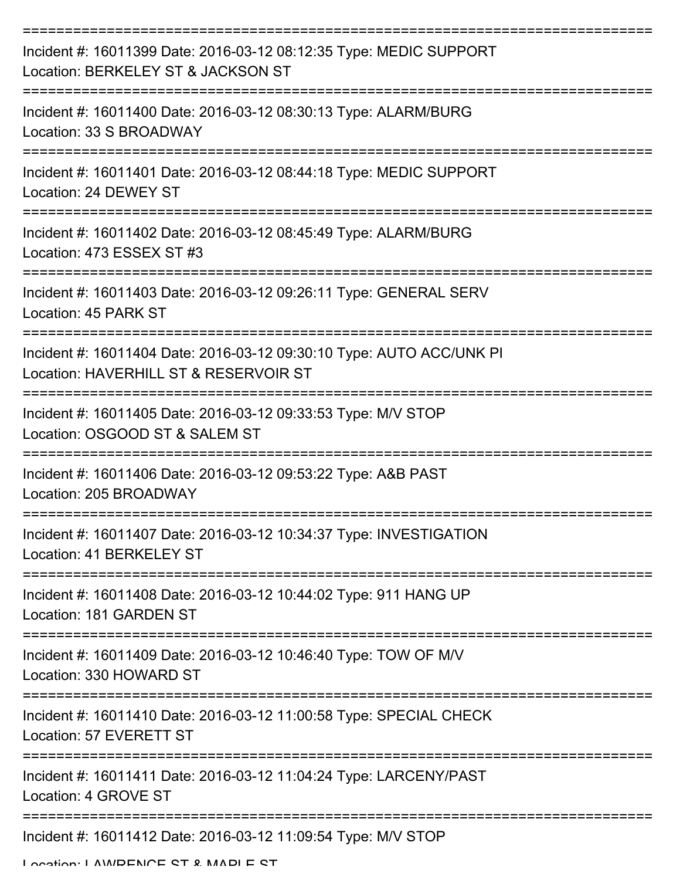===========================================================================
Incident #: 16011399 Date: 2016-03-12 08:12:35 Type: MEDIC SUPPORT
Location: BERKELEY ST & JACKSON ST
===========================================================================
Incident #: 16011400 Date: 2016-03-12 08:30:13 Type: ALARM/BURG
Location: 33 S BROADWAY
===========================================================================
Incident #: 16011401 Date: 2016-03-12 08:44:18 Type: MEDIC SUPPORT
Location: 24 DEWEY ST
===========================================================================
Incident #: 16011402 Date: 2016-03-12 08:45:49 Type: ALARM/BURG
Location: 473 ESSEX ST #3
===========================================================================
Incident #: 16011403 Date: 2016-03-12 09:26:11 Type: GENERAL SERV
Location: 45 PARK ST
===========================================================================
Incident #: 16011404 Date: 2016-03-12 09:30:10 Type: AUTO ACC/UNK PI
Location: HAVERHILL ST & RESERVOIR ST
===========================================================================
Incident #: 16011405 Date: 2016-03-12 09:33:53 Type: M/V STOP
Location: OSGOOD ST & SALEM ST
===========================================================================
Incident #: 16011406 Date: 2016-03-12 09:53:22 Type: A&B PAST
Location: 205 BROADWAY
===========================================================================
Incident #: 16011407 Date: 2016-03-12 10:34:37 Type: INVESTIGATION
Location: 41 BERKELEY ST
===========================================================================
Incident #: 16011408 Date: 2016-03-12 10:44:02 Type: 911 HANG UP
Location: 181 GARDEN ST
===========================================================================
Incident #: 16011409 Date: 2016-03-12 10:46:40 Type: TOW OF M/V
Location: 330 HOWARD ST
===========================================================================
Incident #: 16011410 Date: 2016-03-12 11:00:58 Type: SPECIAL CHECK
Location: 57 EVERETT ST
===========================================================================
Incident #: 16011411 Date: 2016-03-12 11:04:24 Type: LARCENY/PAST
Location: 4 GROVE ST
===========================================================================
Incident #: 16011412 Date: 2016-03-12 11:09:54 Type: M/V STOP
Location: LAWRENCE ST & MAPLE ST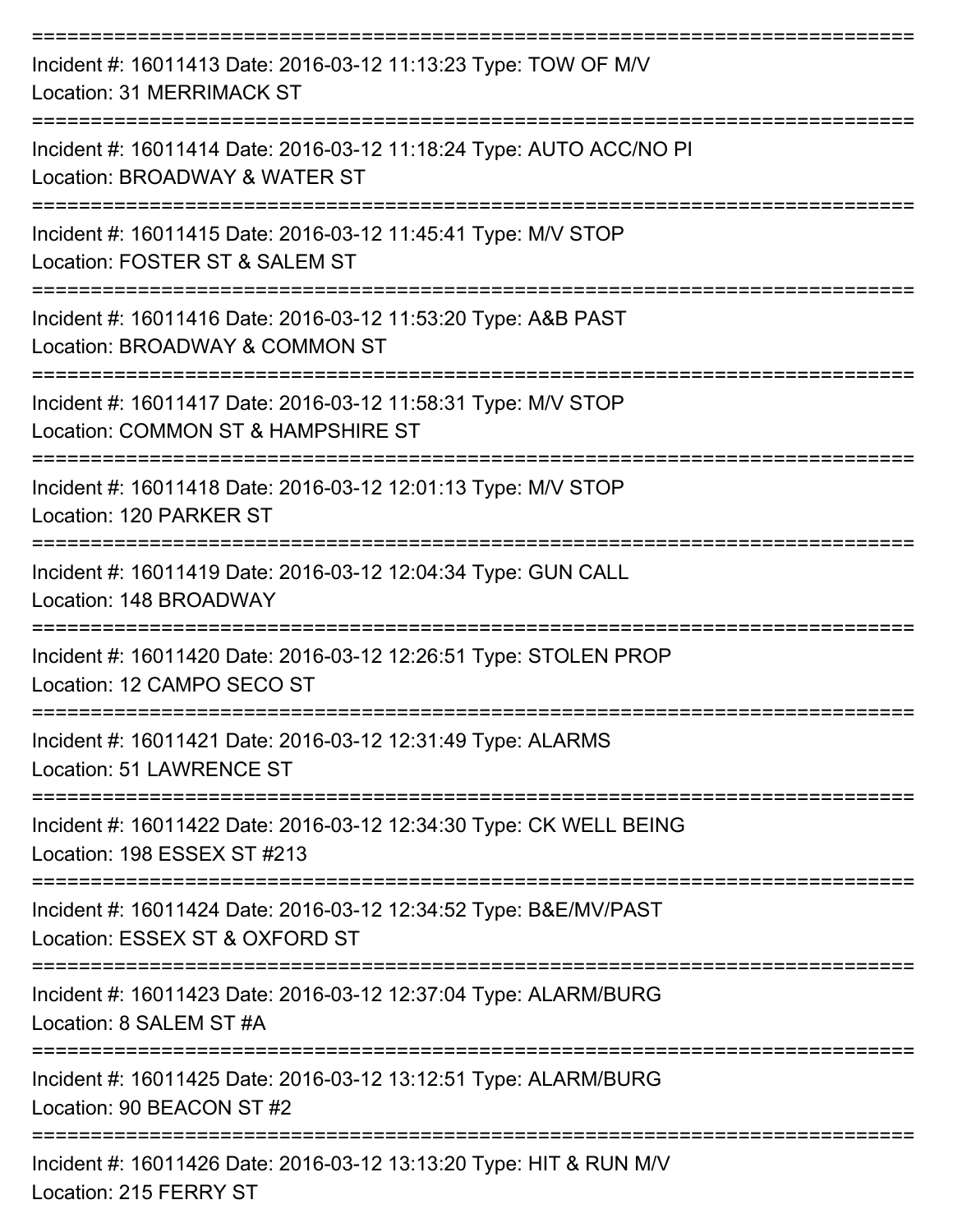===========================================================================

Incident #: 16011413 Date: 2016-03-12 11:13:23 Type: TOW OF M/V
Location: 31 MERRIMACK ST

===========================================================================

Incident #: 16011414 Date: 2016-03-12 11:18:24 Type: AUTO ACC/NO PI
Location: BROADWAY & WATER ST

===========================================================================

Incident #: 16011415 Date: 2016-03-12 11:45:41 Type: M/V STOP
Location: FOSTER ST & SALEM ST

===========================================================================

Incident #: 16011416 Date: 2016-03-12 11:53:20 Type: A&B PAST
Location: BROADWAY & COMMON ST

===========================================================================

Incident #: 16011417 Date: 2016-03-12 11:58:31 Type: M/V STOP
Location: COMMON ST & HAMPSHIRE ST

===========================================================================

Incident #: 16011418 Date: 2016-03-12 12:01:13 Type: M/V STOP
Location: 120 PARKER ST

===========================================================================

Incident #: 16011419 Date: 2016-03-12 12:04:34 Type: GUN CALL
Location: 148 BROADWAY

===========================================================================

Incident #: 16011420 Date: 2016-03-12 12:26:51 Type: STOLEN PROP
Location: 12 CAMPO SECO ST

===========================================================================

Incident #: 16011421 Date: 2016-03-12 12:31:49 Type: ALARMS
Location: 51 LAWRENCE ST

===========================================================================

Incident #: 16011422 Date: 2016-03-12 12:34:30 Type: CK WELL BEING
Location: 198 ESSEX ST #213

===========================================================================

Incident #: 16011424 Date: 2016-03-12 12:34:52 Type: B&E/MV/PAST
Location: ESSEX ST & OXFORD ST

===========================================================================

Incident #: 16011423 Date: 2016-03-12 12:37:04 Type: ALARM/BURG
Location: 8 SALEM ST #A

===========================================================================

Incident #: 16011425 Date: 2016-03-12 13:12:51 Type: ALARM/BURG
Location: 90 BEACON ST #2

===========================================================================

Incident #: 16011426 Date: 2016-03-12 13:13:20 Type: HIT & RUN M/V
Location: 215 FERRY ST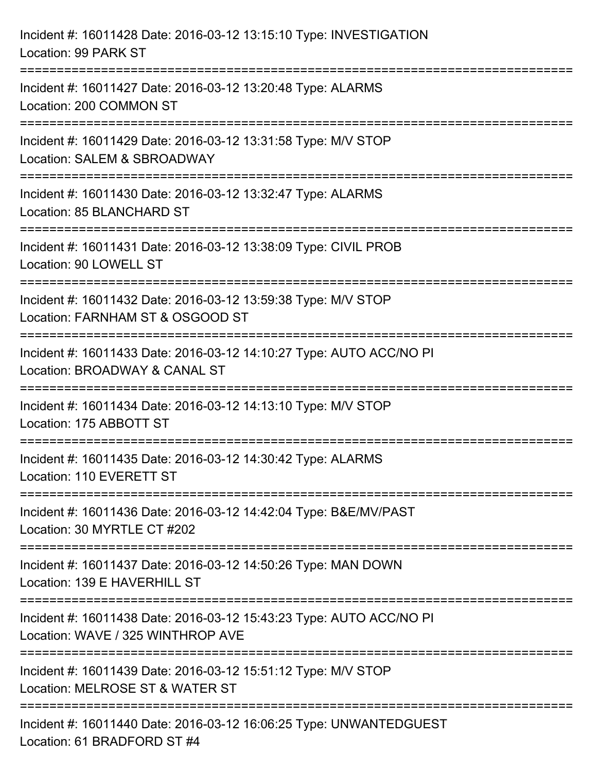Incident #: 16011428 Date: 2016-03-12 13:15:10 Type: INVESTIGATION
Location: 99 PARK ST

===========================================================================

Incident #: 16011427 Date: 2016-03-12 13:20:48 Type: ALARMS
Location: 200 COMMON ST

===========================================================================

Incident #: 16011429 Date: 2016-03-12 13:31:58 Type: M/V STOP
Location: SALEM & SBROADWAY

===========================================================================

Incident #: 16011430 Date: 2016-03-12 13:32:47 Type: ALARMS
Location: 85 BLANCHARD ST

===========================================================================

Incident #: 16011431 Date: 2016-03-12 13:38:09 Type: CIVIL PROB
Location: 90 LOWELL ST

===========================================================================

Incident #: 16011432 Date: 2016-03-12 13:59:38 Type: M/V STOP
Location: FARNHAM ST & OSGOOD ST

===========================================================================

Incident #: 16011433 Date: 2016-03-12 14:10:27 Type: AUTO ACC/NO PI
Location: BROADWAY & CANAL ST

===========================================================================

Incident #: 16011434 Date: 2016-03-12 14:13:10 Type: M/V STOP
Location: 175 ABBOTT ST

===========================================================================

Incident #: 16011435 Date: 2016-03-12 14:30:42 Type: ALARMS
Location: 110 EVERETT ST

===========================================================================

Incident #: 16011436 Date: 2016-03-12 14:42:04 Type: B&E/MV/PAST
Location: 30 MYRTLE CT #202

===========================================================================

Incident #: 16011437 Date: 2016-03-12 14:50:26 Type: MAN DOWN
Location: 139 E HAVERHILL ST

===========================================================================

Incident #: 16011438 Date: 2016-03-12 15:43:23 Type: AUTO ACC/NO PI
Location: WAVE / 325 WINTHROP AVE

===========================================================================

Incident #: 16011439 Date: 2016-03-12 15:51:12 Type: M/V STOP
Location: MELROSE ST & WATER ST

===========================================================================

Incident #: 16011440 Date: 2016-03-12 16:06:25 Type: UNWANTEDGUEST
Location: 61 BRADFORD ST #4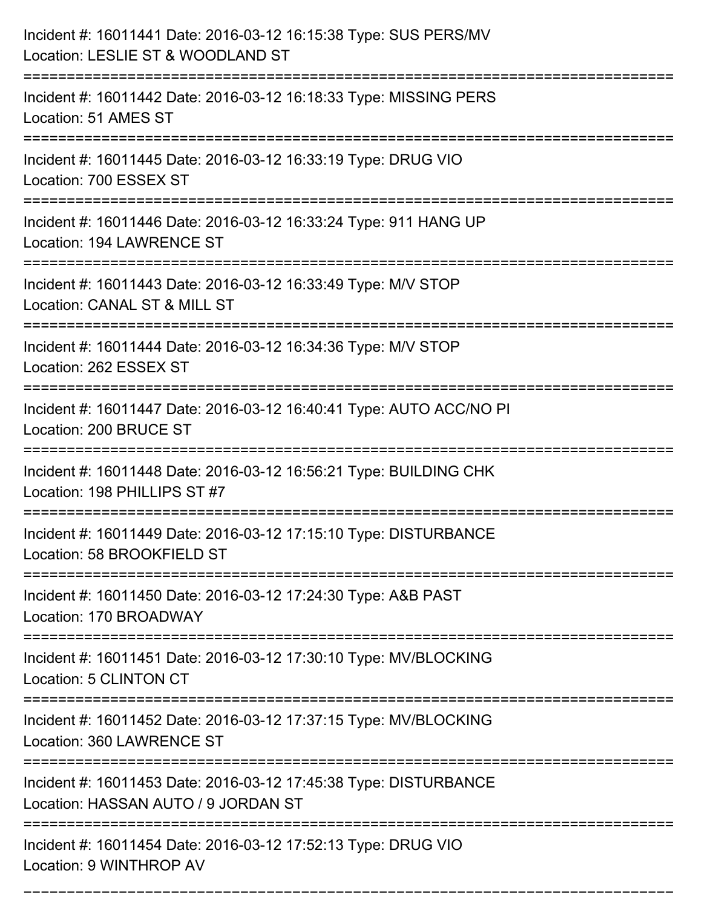Incident #: 16011441 Date: 2016-03-12 16:15:38 Type: SUS PERS/MV
Location: LESLIE ST & WOODLAND ST

===========================================================================

Incident #: 16011442 Date: 2016-03-12 16:18:33 Type: MISSING PERS
Location: 51 AMES ST

===========================================================================

Incident #: 16011445 Date: 2016-03-12 16:33:19 Type: DRUG VIO
Location: 700 ESSEX ST

===========================================================================

Incident #: 16011446 Date: 2016-03-12 16:33:24 Type: 911 HANG UP
Location: 194 LAWRENCE ST

===========================================================================

Incident #: 16011443 Date: 2016-03-12 16:33:49 Type: M/V STOP
Location: CANAL ST & MILL ST

===========================================================================

Incident #: 16011444 Date: 2016-03-12 16:34:36 Type: M/V STOP
Location: 262 ESSEX ST

===========================================================================

Incident #: 16011447 Date: 2016-03-12 16:40:41 Type: AUTO ACC/NO PI
Location: 200 BRUCE ST

===========================================================================

Incident #: 16011448 Date: 2016-03-12 16:56:21 Type: BUILDING CHK
Location: 198 PHILLIPS ST #7

===========================================================================

Incident #: 16011449 Date: 2016-03-12 17:15:10 Type: DISTURBANCE
Location: 58 BROOKFIELD ST

===========================================================================

Incident #: 16011450 Date: 2016-03-12 17:24:30 Type: A&B PAST
Location: 170 BROADWAY

===========================================================================

Incident #: 16011451 Date: 2016-03-12 17:30:10 Type: MV/BLOCKING
Location: 5 CLINTON CT

===========================================================================

Incident #: 16011452 Date: 2016-03-12 17:37:15 Type: MV/BLOCKING
Location: 360 LAWRENCE ST

===========================================================================

Incident #: 16011453 Date: 2016-03-12 17:45:38 Type: DISTURBANCE
Location: HASSAN AUTO / 9 JORDAN ST

===========================================================================

Incident #: 16011454 Date: 2016-03-12 17:52:13 Type: DRUG VIO
Location: 9 WINTHROP AV

===========================================================================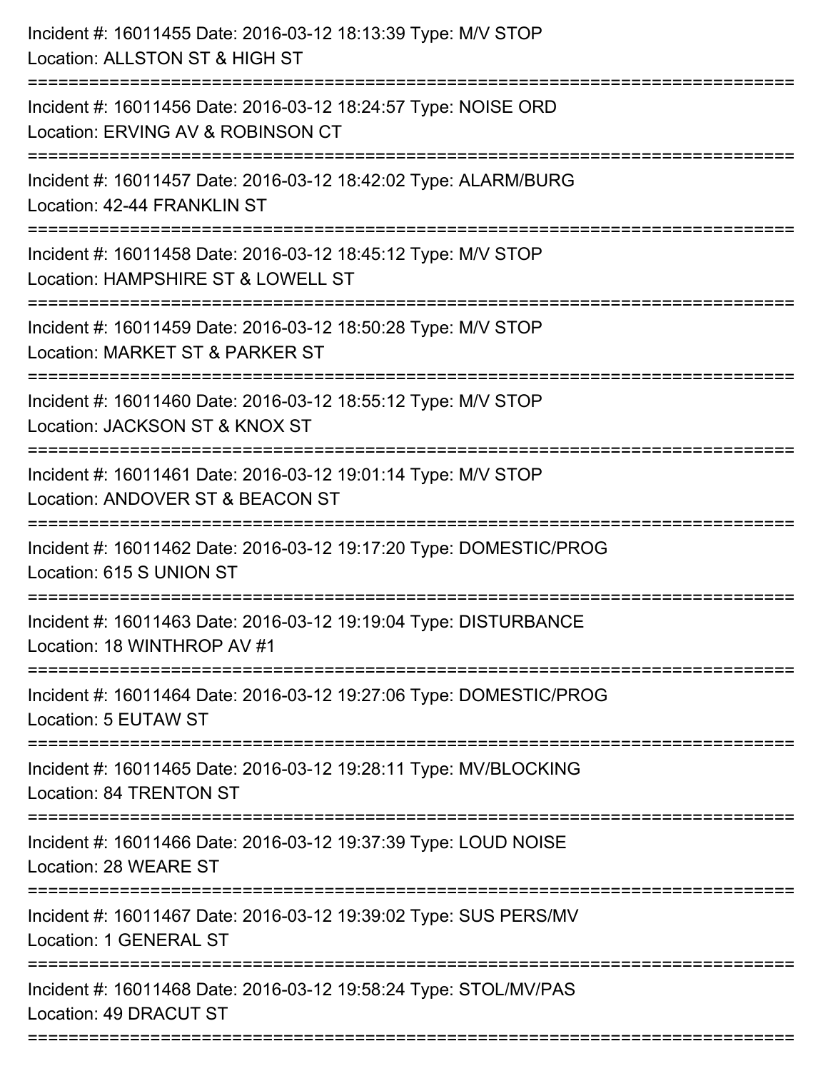Incident #: 16011455 Date: 2016-03-12 18:13:39 Type: M/V STOP
Location: ALLSTON ST & HIGH ST

===========================================================================

Incident #: 16011456 Date: 2016-03-12 18:24:57 Type: NOISE ORD
Location: ERVING AV & ROBINSON CT

===========================================================================

Incident #: 16011457 Date: 2016-03-12 18:42:02 Type: ALARM/BURG
Location: 42-44 FRANKLIN ST

===========================================================================

Incident #: 16011458 Date: 2016-03-12 18:45:12 Type: M/V STOP
Location: HAMPSHIRE ST & LOWELL ST

===========================================================================

Incident #: 16011459 Date: 2016-03-12 18:50:28 Type: M/V STOP
Location: MARKET ST & PARKER ST

===========================================================================

Incident #: 16011460 Date: 2016-03-12 18:55:12 Type: M/V STOP
Location: JACKSON ST & KNOX ST

===========================================================================

Incident #: 16011461 Date: 2016-03-12 19:01:14 Type: M/V STOP
Location: ANDOVER ST & BEACON ST

===========================================================================

Incident #: 16011462 Date: 2016-03-12 19:17:20 Type: DOMESTIC/PROG
Location: 615 S UNION ST

===========================================================================

Incident #: 16011463 Date: 2016-03-12 19:19:04 Type: DISTURBANCE
Location: 18 WINTHROP AV #1

===========================================================================

Incident #: 16011464 Date: 2016-03-12 19:27:06 Type: DOMESTIC/PROG
Location: 5 EUTAW ST

===========================================================================

Incident #: 16011465 Date: 2016-03-12 19:28:11 Type: MV/BLOCKING
Location: 84 TRENTON ST

===========================================================================

Incident #: 16011466 Date: 2016-03-12 19:37:39 Type: LOUD NOISE
Location: 28 WEARE ST

===========================================================================

Incident #: 16011467 Date: 2016-03-12 19:39:02 Type: SUS PERS/MV
Location: 1 GENERAL ST

===========================================================================

Incident #: 16011468 Date: 2016-03-12 19:58:24 Type: STOL/MV/PAS
Location: 49 DRACUT ST

===========================================================================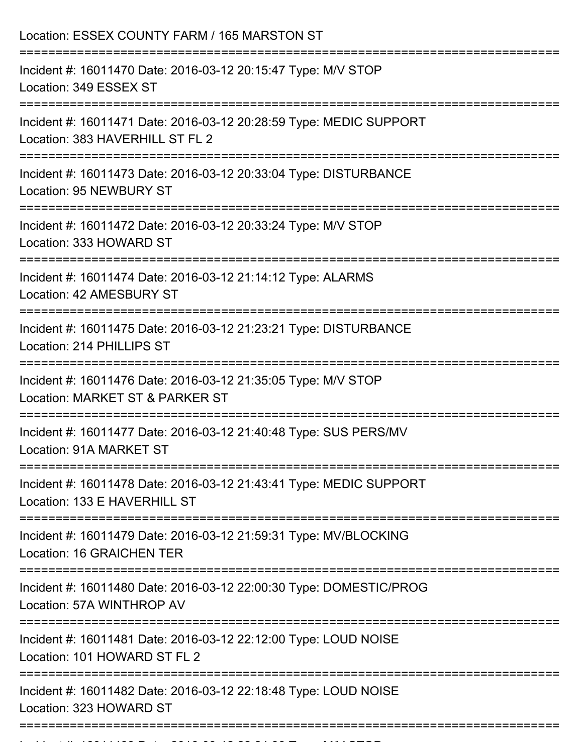Location: ESSEX COUNTY FARM / 165 MARSTON ST

===========================================================================

Incident #: 16011470 Date: 2016-03-12 20:15:47 Type: M/V STOP
Location: 349 ESSEX ST

===========================================================================

Incident #: 16011471 Date: 2016-03-12 20:28:59 Type: MEDIC SUPPORT
Location: 383 HAVERHILL ST FL 2

===========================================================================

Incident #: 16011473 Date: 2016-03-12 20:33:04 Type: DISTURBANCE
Location: 95 NEWBURY ST

===========================================================================

Incident #: 16011472 Date: 2016-03-12 20:33:24 Type: M/V STOP
Location: 333 HOWARD ST

===========================================================================

Incident #: 16011474 Date: 2016-03-12 21:14:12 Type: ALARMS
Location: 42 AMESBURY ST

===========================================================================

Incident #: 16011475 Date: 2016-03-12 21:23:21 Type: DISTURBANCE
Location: 214 PHILLIPS ST

===========================================================================

Incident #: 16011476 Date: 2016-03-12 21:35:05 Type: M/V STOP
Location: MARKET ST & PARKER ST

===========================================================================

Incident #: 16011477 Date: 2016-03-12 21:40:48 Type: SUS PERS/MV
Location: 91A MARKET ST

===========================================================================

Incident #: 16011478 Date: 2016-03-12 21:43:41 Type: MEDIC SUPPORT
Location: 133 E HAVERHILL ST

===========================================================================

Incident #: 16011479 Date: 2016-03-12 21:59:31 Type: MV/BLOCKING
Location: 16 GRAICHEN TER

===========================================================================

Incident #: 16011480 Date: 2016-03-12 22:00:30 Type: DOMESTIC/PROG
Location: 57A WINTHROP AV

===========================================================================

Incident #: 16011481 Date: 2016-03-12 22:12:00 Type: LOUD NOISE
Location: 101 HOWARD ST FL 2

===========================================================================

Incident #: 16011482 Date: 2016-03-12 22:18:48 Type: LOUD NOISE
Location: 323 HOWARD ST

===========================================================================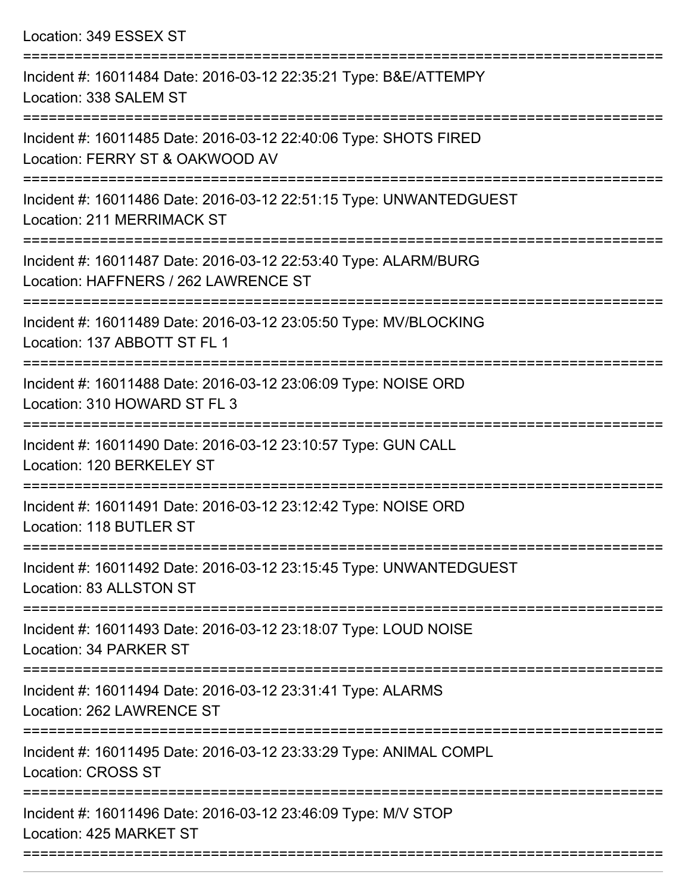Location: 349 ESSEX ST

===========================================================================

Incident #: 16011484 Date: 2016-03-12 22:35:21 Type: B&E/ATTEMPY
Location: 338 SALEM ST

===========================================================================

Incident #: 16011485 Date: 2016-03-12 22:40:06 Type: SHOTS FIRED
Location: FERRY ST & OAKWOOD AV

===========================================================================

Incident #: 16011486 Date: 2016-03-12 22:51:15 Type: UNWANTEDGUEST
Location: 211 MERRIMACK ST

===========================================================================

Incident #: 16011487 Date: 2016-03-12 22:53:40 Type: ALARM/BURG
Location: HAFFNERS / 262 LAWRENCE ST

===========================================================================

Incident #: 16011489 Date: 2016-03-12 23:05:50 Type: MV/BLOCKING
Location: 137 ABBOTT ST FL 1

===========================================================================

Incident #: 16011488 Date: 2016-03-12 23:06:09 Type: NOISE ORD
Location: 310 HOWARD ST FL 3

===========================================================================

Incident #: 16011490 Date: 2016-03-12 23:10:57 Type: GUN CALL
Location: 120 BERKELEY ST

===========================================================================

Incident #: 16011491 Date: 2016-03-12 23:12:42 Type: NOISE ORD
Location: 118 BUTLER ST

===========================================================================

Incident #: 16011492 Date: 2016-03-12 23:15:45 Type: UNWANTEDGUEST
Location: 83 ALLSTON ST

===========================================================================

Incident #: 16011493 Date: 2016-03-12 23:18:07 Type: LOUD NOISE
Location: 34 PARKER ST

===========================================================================

Incident #: 16011494 Date: 2016-03-12 23:31:41 Type: ALARMS
Location: 262 LAWRENCE ST

===========================================================================

Incident #: 16011495 Date: 2016-03-12 23:33:29 Type: ANIMAL COMPL
Location: CROSS ST

===========================================================================

Incident #: 16011496 Date: 2016-03-12 23:46:09 Type: M/V STOP
Location: 425 MARKET ST

===========================================================================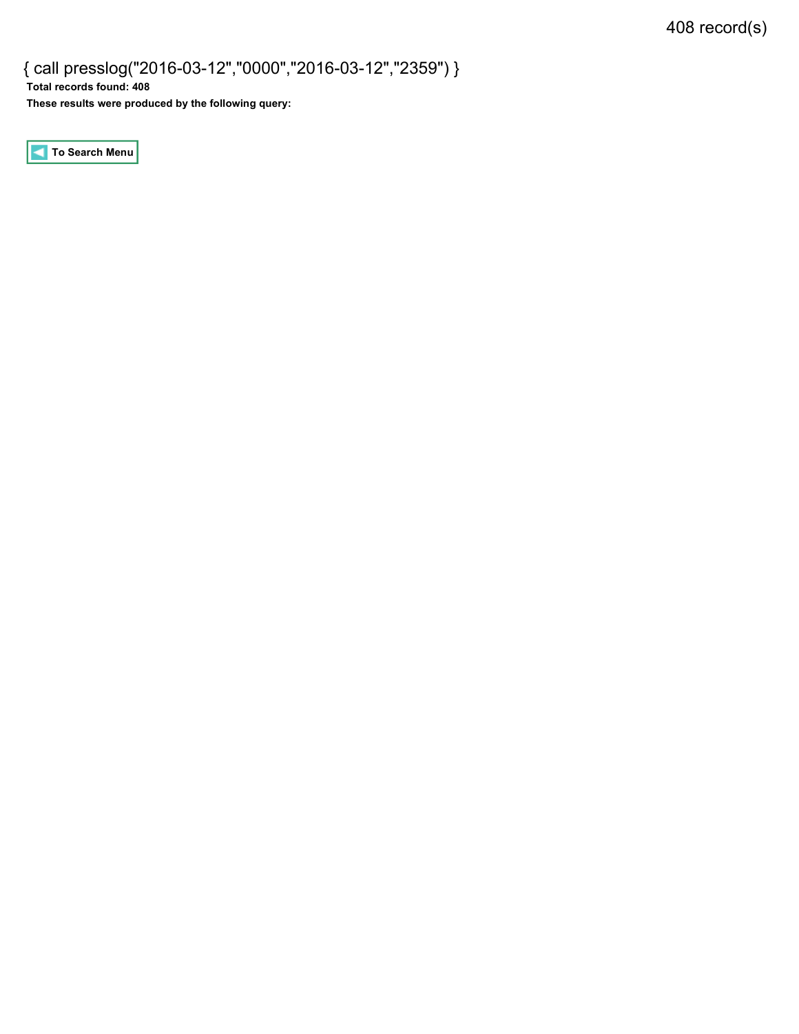408 record(s)

{ call presslog("2016-03-12","0000","2016-03-12","2359") }

**Total records found: 408**

**These results were produced by the following query:**

**To Search Menu**